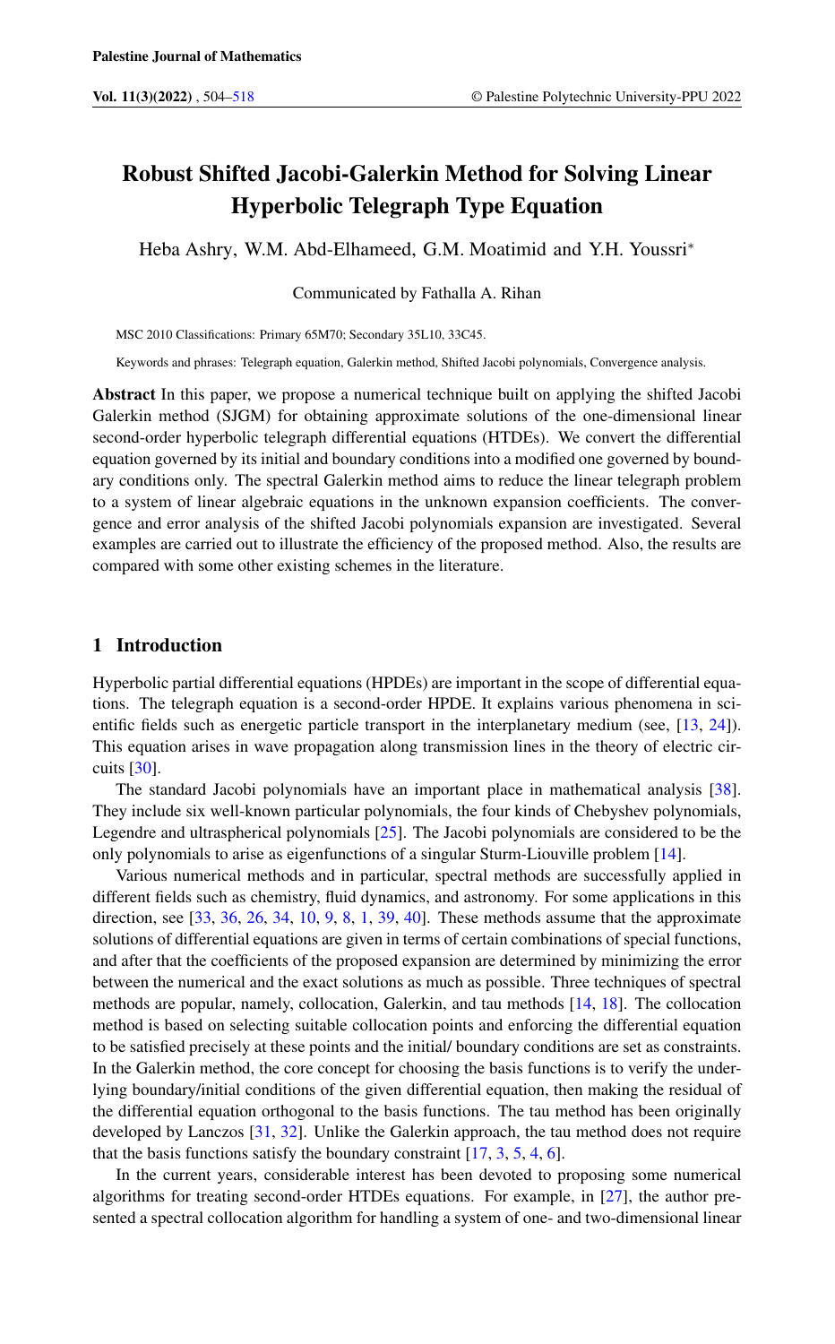# Robust Shifted Jacobi-Galerkin Method for Solving Linear Hyperbolic Telegraph Type Equation

Heba Ashry, W.M. Abd-Elhameed, G.M. Moatimid and Y.H. Youssri*

Communicated by Fathalla A. Rihan

MSC 2010 Classifications: Primary 65M70; Secondary 35L10, 33C45.

Keywords and phrases: Telegraph equation, Galerkin method, Shifted Jacobi polynomials, Convergence analysis.

**Abstract** In this paper, we propose a numerical technique built on applying the shifted Jacobi Galerkin method (SJGM) for obtaining approximate solutions of the one-dimensional linear second-order hyperbolic telegraph differential equations (HTDEs). We convert the differential equation governed by its initial and boundary conditions into a modified one governed by boundary conditions only. The spectral Galerkin method aims to reduce the linear telegraph problem to a system of linear algebraic equations in the unknown expansion coefficients. The convergence and error analysis of the shifted Jacobi polynomials expansion are investigated. Several examples are carried out to illustrate the efficiency of the proposed method. Also, the results are compared with some other existing schemes in the literature.

## 1 Introduction

Hyperbolic partial differential equations (HPDEs) are important in the scope of differential equations. The telegraph equation is a second-order HPDE. It explains various phenomena in scientific fields such as energetic particle transport in the interplanetary medium (see, [13, 24]). This equation arises in wave propagation along transmission lines in the theory of electric circuits [30].

The standard Jacobi polynomials have an important place in mathematical analysis [38]. They include six well-known particular polynomials, the four kinds of Chebyshev polynomials, Legendre and ultraspherical polynomials [25]. The Jacobi polynomials are considered to be the only polynomials to arise as eigenfunctions of a singular Sturm-Liouville problem [14].

Various numerical methods and in particular, spectral methods are successfully applied in different fields such as chemistry, fluid dynamics, and astronomy. For some applications in this direction, see [33, 36, 26, 34, 10, 9, 8, 1, 39, 40]. These methods assume that the approximate solutions of differential equations are given in terms of certain combinations of special functions, and after that the coefficients of the proposed expansion are determined by minimizing the error between the numerical and the exact solutions as much as possible. Three techniques of spectral methods are popular, namely, collocation, Galerkin, and tau methods [14, 18]. The collocation method is based on selecting suitable collocation points and enforcing the differential equation to be satisfied precisely at these points and the initial/ boundary conditions are set as constraints. In the Galerkin method, the core concept for choosing the basis functions is to verify the underlying boundary/initial conditions of the given differential equation, then making the residual of the differential equation orthogonal to the basis functions. The tau method has been originally developed by Lanczos [31, 32]. Unlike the Galerkin approach, the tau method does not require that the basis functions satisfy the boundary constraint [17, 3, 5, 4, 6].

In the current years, considerable interest has been devoted to proposing some numerical algorithms for treating second-order HTDEs equations. For example, in [27], the author presented a spectral collocation algorithm for handling a system of one- and two-dimensional linear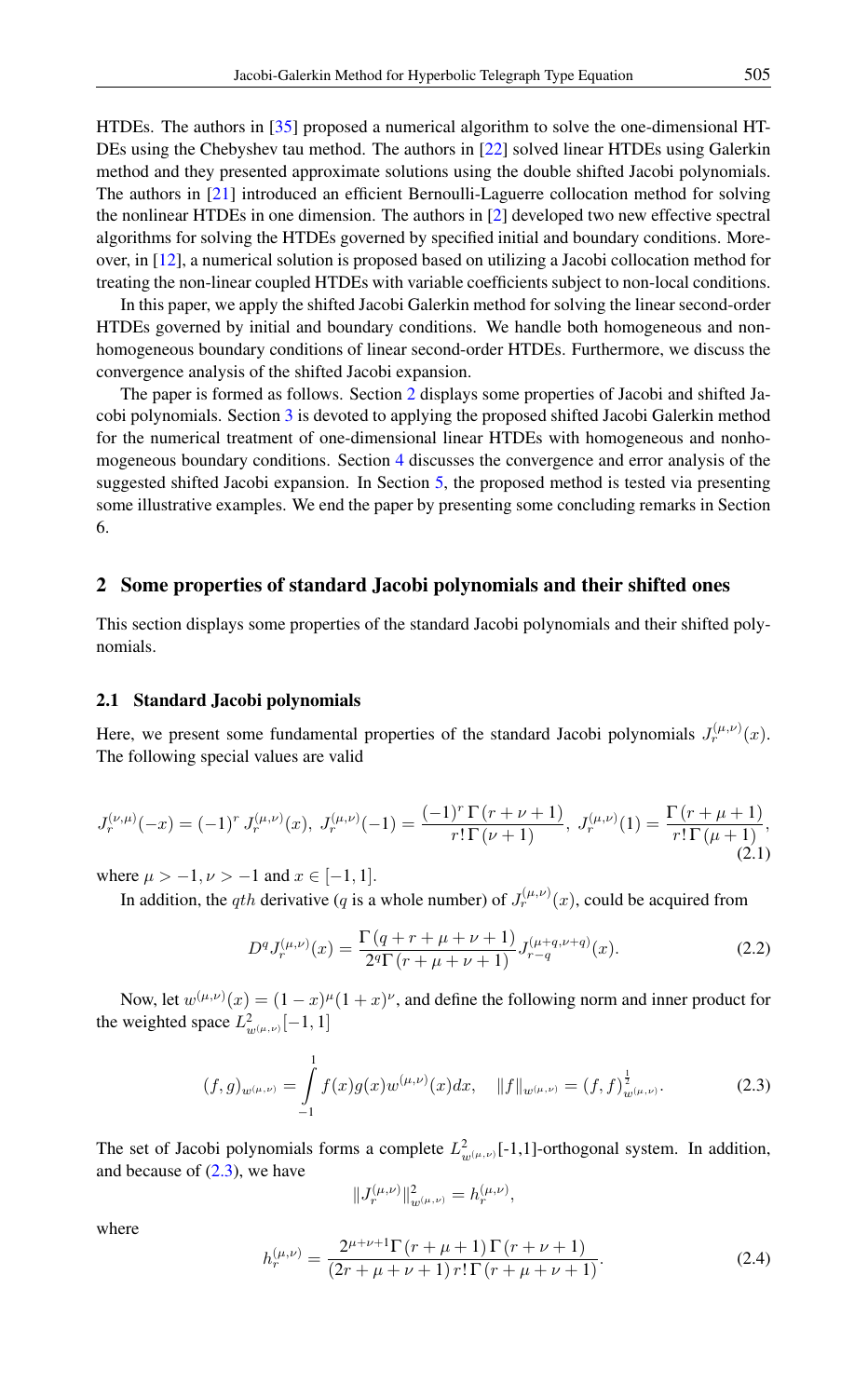HTDEs. The authors in [35] proposed a numerical algorithm to solve the one-dimensional HTDEs using the Chebyshev tau method. The authors in [22] solved linear HTDEs using Galerkin method and they presented approximate solutions using the double shifted Jacobi polynomials. The authors in [21] introduced an efficient Bernoulli-Laguerre collocation method for solving the nonlinear HTDEs in one dimension. The authors in [2] developed two new effective spectral algorithms for solving the HTDEs governed by specified initial and boundary conditions. Moreover, in [12], a numerical solution is proposed based on utilizing a Jacobi collocation method for treating the non-linear coupled HTDEs with variable coefficients subject to non-local conditions.

In this paper, we apply the shifted Jacobi Galerkin method for solving the linear second-order HTDEs governed by initial and boundary conditions. We handle both homogeneous and nonhomogeneous boundary conditions of linear second-order HTDEs. Furthermore, we discuss the convergence analysis of the shifted Jacobi expansion.

The paper is formed as follows. Section 2 displays some properties of Jacobi and shifted Jacobi polynomials. Section 3 is devoted to applying the proposed shifted Jacobi Galerkin method for the numerical treatment of one-dimensional linear HTDEs with homogeneous and nonhomogeneous boundary conditions. Section 4 discusses the convergence and error analysis of the suggested shifted Jacobi expansion. In Section 5, the proposed method is tested via presenting some illustrative examples. We end the paper by presenting some concluding remarks in Section 6.

## 2 Some properties of standard Jacobi polynomials and their shifted ones

This section displays some properties of the standard Jacobi polynomials and their shifted polynomials.

### 2.1 Standard Jacobi polynomials

Here, we present some fundamental properties of the standard Jacobi polynomials $J_r^{(\mu,\nu)}(x)$. The following special values are valid

$$J_r^{(\nu,\mu)}(-x) = (-1)^r\, J_r^{(\mu,\nu)}(x),\ J_r^{(\mu,\nu)}(-1) = \frac{(-1)^r\,\Gamma\,(r+\nu+1)}{r!\,\Gamma\,(\nu+1)},\ J_r^{(\mu,\nu)}(1) = \frac{\Gamma\,(r+\mu+1)}{r!\,\Gamma\,(\mu+1)}, \tag{2.1}$$

where $\mu > -1, \nu > -1$ and $x \in [-1, 1]$.

In addition, the $qth$ derivative ($q$ is a whole number) of $J_r^{(\mu,\nu)}(x)$, could be acquired from

$$D^q J_r^{(\mu,\nu)}(x) = \frac{\Gamma\,(q+r+\mu+\nu+1)}{2^q\Gamma\,(r+\mu+\nu+1)}\,J_{r-q}^{(\mu+q,\nu+q)}(x). \tag{2.2}$$

Now, let $w^{(\mu,\nu)}(x) = (1-x)^\mu(1+x)^\nu$, and define the following norm and inner product for the weighted space $L^2_{w^{(\mu,\nu)}}[-1,1]$

$$(f,g)_{w^{(\mu,\nu)}} = \int_{-1}^{1} f(x)g(x)w^{(\mu,\nu)}(x)dx, \quad \|f\|_{w^{(\mu,\nu)}} = (f,f)^{\frac{1}{2}}_{w^{(\mu,\nu)}}. \tag{2.3}$$

The set of Jacobi polynomials forms a complete $L^2_{w^{(\mu,\nu)}}$[-1,1]-orthogonal system. In addition, and because of (2.3), we have

$$\|J_r^{(\mu,\nu)}\|^2_{w^{(\mu,\nu)}} = h_r^{(\mu,\nu)},$$

where

$$h_r^{(\mu,\nu)} = \frac{2^{\mu+\nu+1}\Gamma\,(r+\mu+1)\,\Gamma\,(r+\nu+1)}{(2r+\mu+\nu+1)\,r!\,\Gamma\,(r+\mu+\nu+1)}. \tag{2.4}$$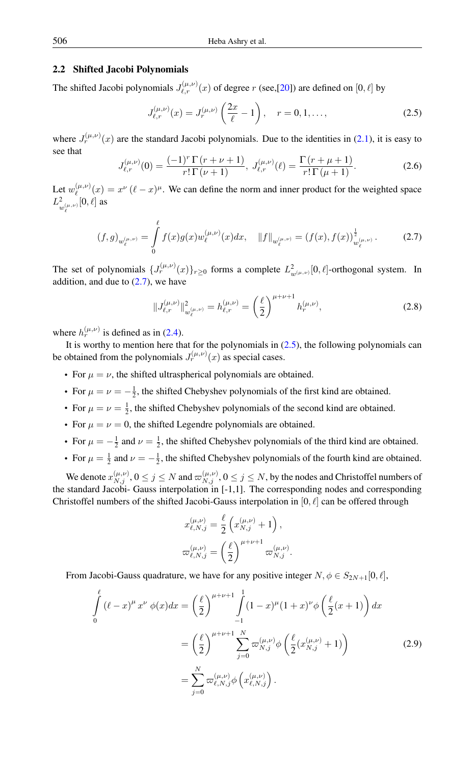### 2.2 Shifted Jacobi Polynomials

The shifted Jacobi polynomials $J_{\ell,r}^{(\mu,\nu)}(x)$ of degree $r$ (see,[20]) are defined on $[0,\ell]$ by

$$J_{\ell,r}^{(\mu,\nu)}(x) = J_r^{(\mu,\nu)}\left(\frac{2x}{\ell} - 1\right), \quad r = 0, 1, \ldots, \tag{2.5}$$

where $J_r^{(\mu,\nu)}(x)$ are the standard Jacobi polynomials. Due to the identities in (2.1), it is easy to see that

$$J_{\ell,r}^{(\mu,\nu)}(0) = \frac{(-1)^r\,\Gamma(r+\nu+1)}{r!\,\Gamma(\nu+1)},\ J_{\ell,r}^{(\mu,\nu)}(\ell) = \frac{\Gamma(r+\mu+1)}{r!\,\Gamma(\mu+1)}. \tag{2.6}$$

Let $w_\ell^{(\mu,\nu)}(x) = x^\nu\,(\ell - x)^\mu$. We can define the norm and inner product for the weighted space $L^2_{w_\ell^{(\mu,\nu)}}[0,\ell]$ as

$$(f,g)_{w_\ell^{(\mu,\nu)}} = \int_0^\ell f(x)g(x)w_\ell^{(\mu,\nu)}(x)dx, \quad \|f\|_{w_\ell^{(\mu,\nu)}} = (f(x),f(x))^{\frac{1}{2}}_{w_\ell^{(\mu,\nu)}}. \tag{2.7}$$

The set of polynomials $\{J_r^{(\mu,\nu)}(x)\}_{r\geq 0}$ forms a complete $L^2_{w^{(\mu,\nu)}}[0,\ell]$-orthogonal system. In addition, and due to (2.7), we have

$$\|J_{\ell,r}^{(\mu,\nu)}\|^2_{w_\ell^{(\mu,\nu)}} = h_{\ell,r}^{(\mu,\nu)} = \left(\frac{\ell}{2}\right)^{\mu+\nu+1} h_r^{(\mu,\nu)}, \tag{2.8}$$

where $h_r^{(\mu,\nu)}$ is defined as in (2.4).

It is worthy to mention here that for the polynomials in (2.5), the following polynomials can be obtained from the polynomials $J_r^{(\mu,\nu)}(x)$ as special cases.

- For $\mu = \nu$, the shifted ultraspherical polynomials are obtained.
- For $\mu = \nu = -\frac{1}{2}$, the shifted Chebyshev polynomials of the first kind are obtained.
- For $\mu = \nu = \frac{1}{2}$, the shifted Chebyshev polynomials of the second kind are obtained.
- For $\mu = \nu = 0$, the shifted Legendre polynomials are obtained.
- For $\mu = -\frac{1}{2}$ and $\nu = \frac{1}{2}$, the shifted Chebyshev polynomials of the third kind are obtained.
- For $\mu = \frac{1}{2}$ and $\nu = -\frac{1}{2}$, the shifted Chebyshev polynomials of the fourth kind are obtained.

We denote $x_{N,j}^{(\mu,\nu)}$, $0 \leq j \leq N$ and $\varpi_{N,j}^{(\mu,\nu)}$, $0 \leq j \leq N$, by the nodes and Christoffel numbers of the standard Jacobi- Gauss interpolation in [-1,1]. The corresponding nodes and corresponding Christoffel numbers of the shifted Jacobi-Gauss interpolation in $[0,\ell]$ can be offered through

$$x_{\ell,N,j}^{(\mu,\nu)} = \frac{\ell}{2}\left(x_{N,j}^{(\mu,\nu)} + 1\right),$$
$$\varpi_{\ell,N,j}^{(\mu,\nu)} = \left(\frac{\ell}{2}\right)^{\mu+\nu+1} \varpi_{N,j}^{(\mu,\nu)}.$$

From Jacobi-Gauss quadrature, we have for any positive integer $N$, $\phi \in S_{2N+1}[0,\ell]$,

$$\begin{aligned}
\int_0^\ell (\ell - x)^\mu\, x^\nu\, \phi(x)dx &= \left(\frac{\ell}{2}\right)^{\mu+\nu+1} \int_{-1}^{1} (1-x)^\mu (1+x)^\nu \phi\left(\frac{\ell}{2}(x+1)\right)dx \\
&= \left(\frac{\ell}{2}\right)^{\mu+\nu+1} \sum_{j=0}^{N} \varpi_{N,j}^{(\mu,\nu)} \phi\left(\frac{\ell}{2}(x_{N,j}^{(\mu,\nu)} + 1)\right) \\
&= \sum_{j=0}^{N} \varpi_{\ell,N,j}^{(\mu,\nu)} \phi\left(x_{\ell,N,j}^{(\mu,\nu)}\right).
\end{aligned} \tag{2.9}$$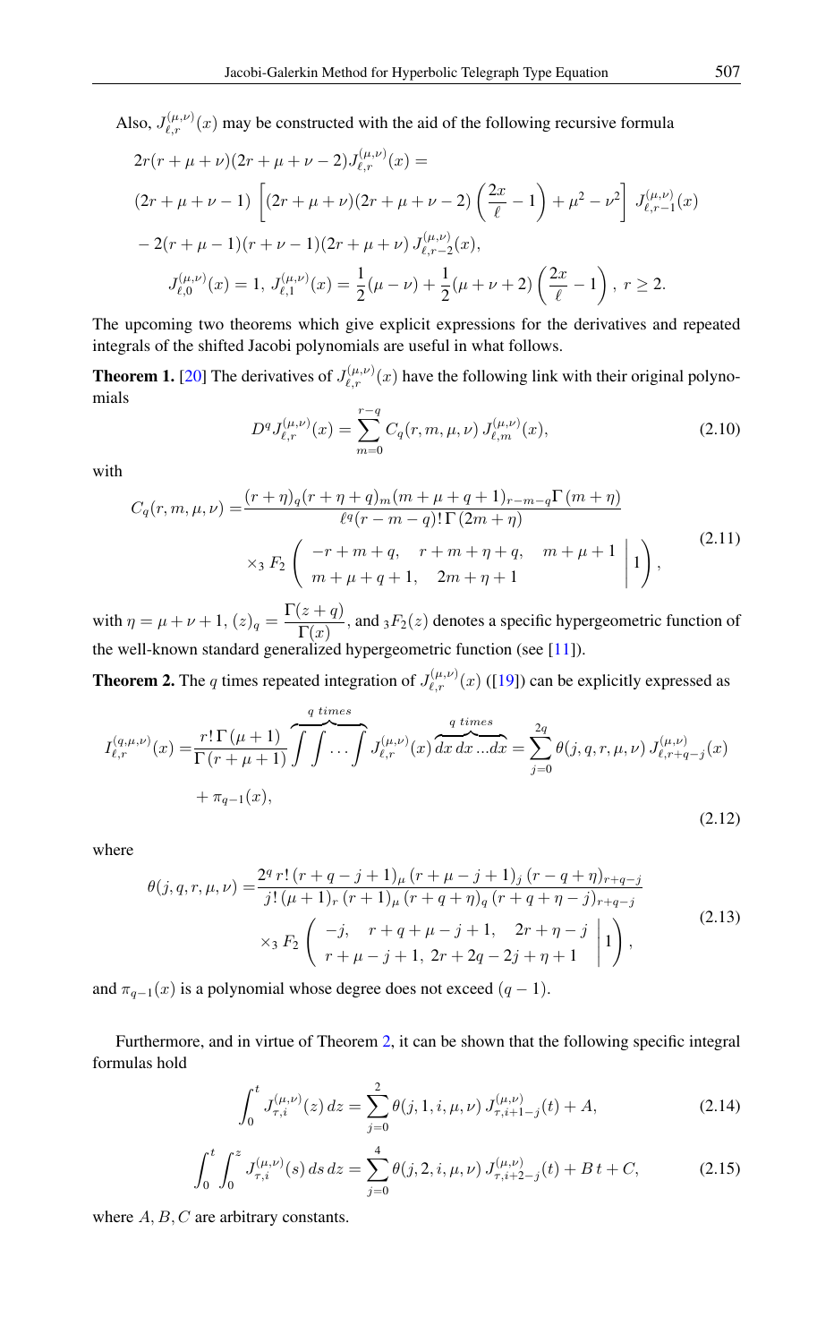Also, $J_{\ell,r}^{(\mu,\nu)}(x)$ may be constructed with the aid of the following recursive formula

$$
\begin{aligned}
&2r(r+\mu+\nu)(2r+\mu+\nu-2)J_{\ell,r}^{(\mu,\nu)}(x) = \\
&(2r+\mu+\nu-1)\left[(2r+\mu+\nu)(2r+\mu+\nu-2)\left(\frac{2x}{\ell}-1\right)+\mu^2-\nu^2\right] J_{\ell,r-1}^{(\mu,\nu)}(x) \\
&-2(r+\mu-1)(r+\nu-1)(2r+\mu+\nu)\, J_{\ell,r-2}^{(\mu,\nu)}(x), \\
&\quad J_{\ell,0}^{(\mu,\nu)}(x)=1,\ J_{\ell,1}^{(\mu,\nu)}(x)=\frac{1}{2}(\mu-\nu)+\frac{1}{2}(\mu+\nu+2)\left(\frac{2x}{\ell}-1\right),\ r\geq 2.
\end{aligned}
$$

The upcoming two theorems which give explicit expressions for the derivatives and repeated integrals of the shifted Jacobi polynomials are useful in what follows.

**Theorem 1.** [20] The derivatives of $J_{\ell,r}^{(\mu,\nu)}(x)$ have the following link with their original polynomials

$$
D^q J_{\ell,r}^{(\mu,\nu)}(x) = \sum_{m=0}^{r-q} C_q(r,m,\mu,\nu)\, J_{\ell,m}^{(\mu,\nu)}(x), \tag{2.10}
$$

with

$$
\begin{aligned}
C_q(r,m,\mu,\nu) =& \frac{(r+\eta)_q (r+\eta+q)_m (m+\mu+q+1)_{r-m-q}\Gamma(m+\eta)}{\ell^q (r-m-q)!\,\Gamma(2m+\eta)} \\
&\times {}_3F_2\left(\left.\begin{array}{ccc} -r+m+q, & r+m+\eta+q, & m+\mu+1 \\ m+\mu+q+1, & 2m+\eta+1 & \end{array}\right| 1\right),
\end{aligned}
\tag{2.11}
$$

with $\eta=\mu+\nu+1$, $(z)_q=\dfrac{\Gamma(z+q)}{\Gamma(x)}$, and ${}_3F_2(z)$ denotes a specific hypergeometric function of the well-known standard generalized hypergeometric function (see [11]).

**Theorem 2.** The $q$ times repeated integration of $J_{\ell,r}^{(\mu,\nu)}(x)$ ([19]) can be explicitly expressed as

$$
\begin{aligned}
I_{\ell,r}^{(q,\mu,\nu)}(x) =& \frac{r!\,\Gamma(\mu+1)}{\Gamma(r+\mu+1)} \overbrace{\int\int\dots\int}^{q\ times} J_{\ell,r}^{(\mu,\nu)}(x) \overbrace{dx\,dx\dots dx}^{q\ times} = \sum_{j=0}^{2q}\theta(j,q,r,\mu,\nu)\, J_{\ell,r+q-j}^{(\mu,\nu)}(x) \\
&+\pi_{q-1}(x),
\end{aligned}
\tag{2.12}
$$

where

$$
\begin{aligned}
\theta(j,q,r,\mu,\nu) =& \frac{2^q\, r!\,(r+q-j+1)_\mu\,(r+\mu-j+1)_j\,(r-q+\eta)_{r+q-j}}{j!\,(\mu+1)_r\,(r+1)_\mu\,(r+q+\eta)_q\,(r+q+\eta-j)_{r+q-j}} \\
&\times {}_3F_2\left(\left.\begin{array}{ccc} -j, & r+q+\mu-j+1, & 2r+\eta-j \\ r+\mu-j+1, & 2r+2q-2j+\eta+1 & \end{array}\right| 1\right),
\end{aligned}
\tag{2.13}
$$

and $\pi_{q-1}(x)$ is a polynomial whose degree does not exceed $(q-1)$.

Furthermore, and in virtue of Theorem 2, it can be shown that the following specific integral formulas hold

$$
\int_0^t J_{\tau,i}^{(\mu,\nu)}(z)\,dz = \sum_{j=0}^{2}\theta(j,1,i,\mu,\nu)\, J_{\tau,i+1-j}^{(\mu,\nu)}(t) + A, \tag{2.14}
$$

$$
\int_0^t\int_0^z J_{\tau,i}^{(\mu,\nu)}(s)\,ds\,dz = \sum_{j=0}^{4}\theta(j,2,i,\mu,\nu)\, J_{\tau,i+2-j}^{(\mu,\nu)}(t) + B\,t + C, \tag{2.15}
$$

where $A, B, C$ are arbitrary constants.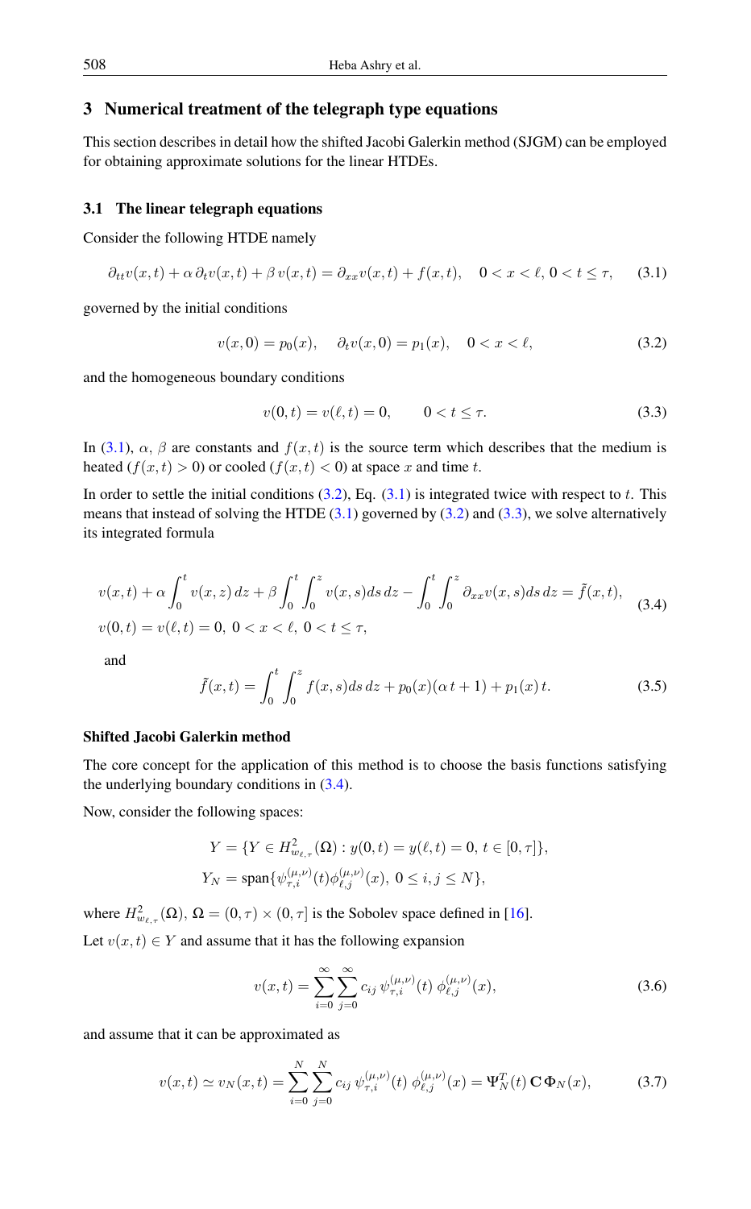## 3 Numerical treatment of the telegraph type equations

This section describes in detail how the shifted Jacobi Galerkin method (SJGM) can be employed for obtaining approximate solutions for the linear HTDEs.

### 3.1 The linear telegraph equations

Consider the following HTDE namely

$$\partial_{tt}v(x,t) + \alpha\,\partial_t v(x,t) + \beta\, v(x,t) = \partial_{xx}v(x,t) + f(x,t), \quad 0 < x < \ell,\, 0 < t \le \tau, \tag{3.1}$$

governed by the initial conditions

$$v(x,0) = p_0(x), \quad \partial_t v(x,0) = p_1(x), \quad 0 < x < \ell, \tag{3.2}$$

and the homogeneous boundary conditions

$$v(0,t) = v(\ell,t) = 0, \qquad 0 < t \le \tau. \tag{3.3}$$

In (3.1), $\alpha$, $\beta$ are constants and $f(x,t)$ is the source term which describes that the medium is heated ($f(x,t) > 0$) or cooled ($f(x,t) < 0$) at space $x$ and time $t$.

In order to settle the initial conditions (3.2), Eq. (3.1) is integrated twice with respect to $t$. This means that instead of solving the HTDE (3.1) governed by (3.2) and (3.3), we solve alternatively its integrated formula

$$\begin{aligned} &v(x,t) + \alpha \int_0^t v(x,z)\,dz + \beta \int_0^t \int_0^z v(x,s)ds\,dz - \int_0^t \int_0^z \partial_{xx}v(x,s)ds\,dz = \tilde{f}(x,t), \\ &v(0,t) = v(\ell,t) = 0,\ 0 < x < \ell,\ 0 < t \le \tau, \end{aligned} \tag{3.4}$$

and

$$\tilde{f}(x,t) = \int_0^t \int_0^z f(x,s)ds\,dz + p_0(x)(\alpha\, t + 1) + p_1(x)\, t. \tag{3.5}$$

**Shifted Jacobi Galerkin method**

The core concept for the application of this method is to choose the basis functions satisfying the underlying boundary conditions in (3.4).

Now, consider the following spaces:

$$\begin{aligned} Y &= \{Y \in H^2_{w_{\ell,\tau}}(\Omega) : y(0,t) = y(\ell,t) = 0,\ t \in [0,\tau]\}, \\ Y_N &= \operatorname{span}\{\psi^{(\mu,\nu)}_{\tau,i}(t)\phi^{(\mu,\nu)}_{\ell,j}(x),\ 0 \le i,j \le N\}, \end{aligned}$$

where $H^2_{w_{\ell,\tau}}(\Omega)$, $\Omega = (0,\tau) \times (0,\tau]$ is the Sobolev space defined in [16].

Let $v(x,t) \in Y$ and assume that it has the following expansion

$$v(x,t) = \sum_{i=0}^{\infty} \sum_{j=0}^{\infty} c_{ij}\, \psi^{(\mu,\nu)}_{\tau,i}(t)\, \phi^{(\mu,\nu)}_{\ell,j}(x), \tag{3.6}$$

and assume that it can be approximated as

$$v(x,t) \simeq v_N(x,t) = \sum_{i=0}^{N} \sum_{j=0}^{N} c_{ij}\, \psi^{(\mu,\nu)}_{\tau,i}(t)\, \phi^{(\mu,\nu)}_{\ell,j}(x) = \mathbf{\Psi}^T_N(t)\, \mathbf{C}\, \mathbf{\Phi}_N(x), \tag{3.7}$$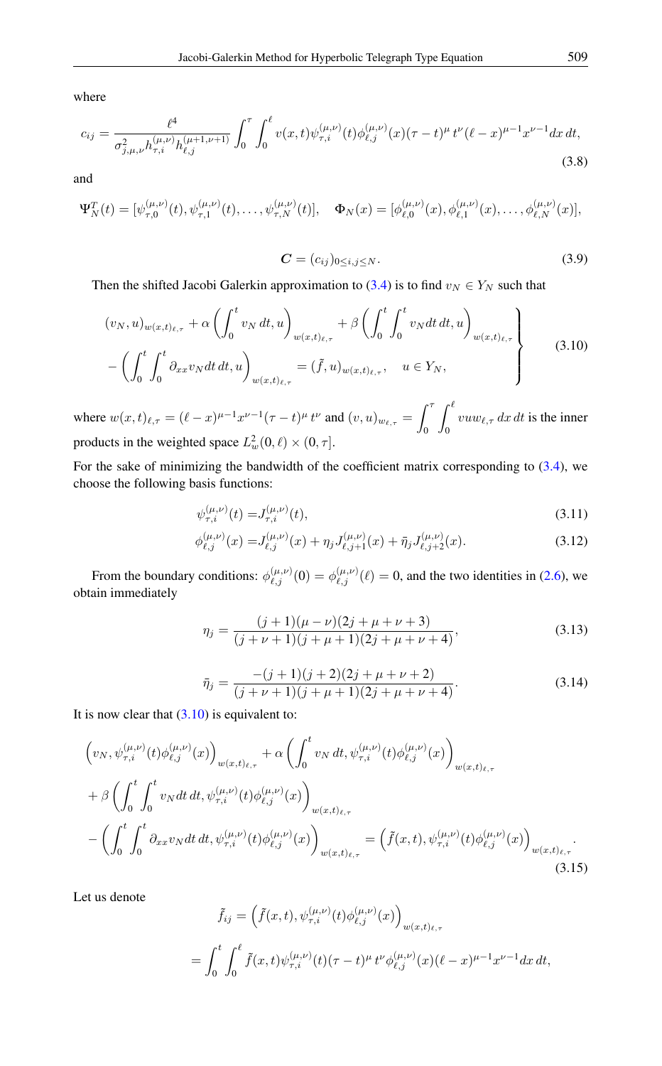where

$$c_{ij} = \frac{\ell^4}{\sigma^2_{j,\mu,\nu} h^{(\mu,\nu)}_{\tau,i} h^{(\mu+1,\nu+1)}_{\ell,j}} \int_0^\tau \int_0^\ell v(x,t) \psi^{(\mu,\nu)}_{\tau,i}(t) \phi^{(\mu,\nu)}_{\ell,j}(x) (\tau - t)^\mu \, t^\nu (\ell - x)^{\mu-1} x^{\nu-1} dx \, dt, \tag{3.8}$$

and

$$\mathbf{\Psi}^T_N(t) = [\psi^{(\mu,\nu)}_{\tau,0}(t), \psi^{(\mu,\nu)}_{\tau,1}(t), \ldots, \psi^{(\mu,\nu)}_{\tau,N}(t)], \quad \mathbf{\Phi}_N(x) = [\phi^{(\mu,\nu)}_{\ell,0}(x), \phi^{(\mu,\nu)}_{\ell,1}(x), \ldots, \phi^{(\mu,\nu)}_{\ell,N}(x)],$$

$$\boldsymbol{C} = (c_{ij})_{0 \le i,j \le N}. \tag{3.9}$$

Then the shifted Jacobi Galerkin approximation to (3.4) is to find $v_N \in Y_N$ such that

$$\left.\begin{aligned} &(v_N, u)_{w(x,t)_{\ell,\tau}} + \alpha \left( \int_0^t v_N \, dt, u \right)_{w(x,t)_{\ell,\tau}} + \beta \left( \int_0^t \int_0^t v_N dt \, dt, u \right)_{w(x,t)_{\ell,\tau}} \\ &- \left( \int_0^t \int_0^t \partial_{xx} v_N dt \, dt, u \right)_{w(x,t)_{\ell,\tau}} = (\tilde{f}, u)_{w(x,t)_{\ell,\tau}}, \quad u \in Y_N, \end{aligned}\right\} \tag{3.10}$$

where $w(x,t)_{\ell,\tau} = (\ell - x)^{\mu-1} x^{\nu-1} (\tau - t)^\mu \, t^\nu$ and $(v,u)_{w_{\ell,\tau}} = \displaystyle\int_0^\tau \int_0^\ell v u w_{\ell,\tau} \, dx \, dt$ is the inner products in the weighted space $L^2_w(0,\ell) \times (0,\tau]$.

For the sake of minimizing the bandwidth of the coefficient matrix corresponding to (3.4), we choose the following basis functions:

$$\psi^{(\mu,\nu)}_{\tau,i}(t) = J^{(\mu,\nu)}_{\tau,i}(t), \tag{3.11}$$

$$\phi^{(\mu,\nu)}_{\ell,j}(x) = J^{(\mu,\nu)}_{\ell,j}(x) + \eta_j J^{(\mu,\nu)}_{\ell,j+1}(x) + \bar{\eta}_j J^{(\mu,\nu)}_{\ell,j+2}(x). \tag{3.12}$$

From the boundary conditions: $\phi^{(\mu,\nu)}_{\ell,j}(0) = \phi^{(\mu,\nu)}_{\ell,j}(\ell) = 0$, and the two identities in (2.6), we obtain immediately

$$\eta_j = \frac{(j+1)(\mu - \nu)(2j + \mu + \nu + 3)}{(j + \nu + 1)(j + \mu + 1)(2j + \mu + \nu + 4)}, \tag{3.13}$$

$$\bar{\eta}_j = \frac{-(j+1)(j+2)(2j + \mu + \nu + 2)}{(j + \nu + 1)(j + \mu + 1)(2j + \mu + \nu + 4)}. \tag{3.14}$$

It is now clear that (3.10) is equivalent to:

$$\begin{aligned} &\left( v_N, \psi^{(\mu,\nu)}_{\tau,i}(t) \phi^{(\mu,\nu)}_{\ell,j}(x) \right)_{w(x,t)_{\ell,\tau}} + \alpha \left( \int_0^t v_N \, dt, \psi^{(\mu,\nu)}_{\tau,i}(t) \phi^{(\mu,\nu)}_{\ell,j}(x) \right)_{w(x,t)_{\ell,\tau}} \\ &+ \beta \left( \int_0^t \int_0^t v_N dt \, dt, \psi^{(\mu,\nu)}_{\tau,i}(t) \phi^{(\mu,\nu)}_{\ell,j}(x) \right)_{w(x,t)_{\ell,\tau}} \\ &- \left( \int_0^t \int_0^t \partial_{xx} v_N dt \, dt, \psi^{(\mu,\nu)}_{\tau,i}(t) \phi^{(\mu,\nu)}_{\ell,j}(x) \right)_{w(x,t)_{\ell,\tau}} = \left( \tilde{f}(x,t), \psi^{(\mu,\nu)}_{\tau,i}(t) \phi^{(\mu,\nu)}_{\ell,j}(x) \right)_{w(x,t)_{\ell,\tau}}. \end{aligned} \tag{3.15}$$

Let us denote

$$\begin{aligned} \tilde{f}_{ij} &= \left( \tilde{f}(x,t), \psi^{(\mu,\nu)}_{\tau,i}(t) \phi^{(\mu,\nu)}_{\ell,j}(x) \right)_{w(x,t)_{\ell,\tau}} \\ &= \int_0^t \int_0^\ell \tilde{f}(x,t) \psi^{(\mu,\nu)}_{\tau,i}(t) (\tau - t)^\mu \, t^\nu \phi^{(\mu,\nu)}_{\ell,j}(x) (\ell - x)^{\mu-1} x^{\nu-1} dx \, dt, \end{aligned}$$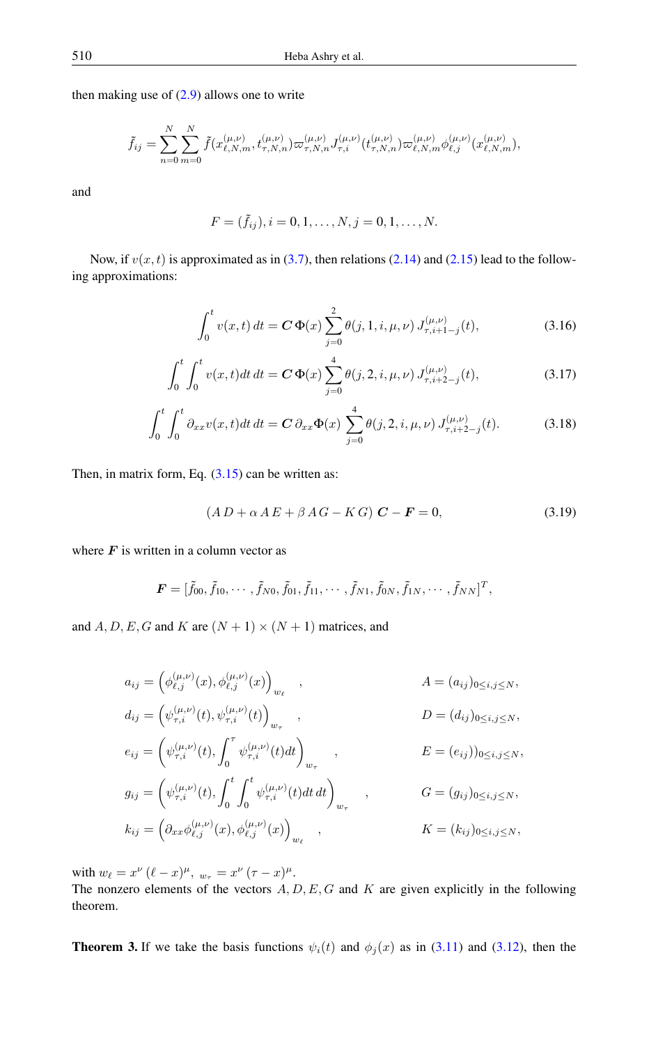then making use of (2.9) allows one to write

$$\tilde{f}_{ij} = \sum_{n=0}^{N}\sum_{m=0}^{N} \tilde{f}(x^{(\mu,\nu)}_{\ell,N,m}, t^{(\mu,\nu)}_{\tau,N,n})\varpi^{(\mu,\nu)}_{\tau,N,n} J^{(\mu,\nu)}_{\tau,i}(t^{(\mu,\nu)}_{\tau,N,n})\varpi^{(\mu,\nu)}_{\ell,N,m}\phi^{(\mu,\nu)}_{\ell,j}(x^{(\mu,\nu)}_{\ell,N,m}),$$

and

$$F = (\tilde{f}_{ij}), i = 0, 1, \dots, N, j = 0, 1, \dots, N.$$

Now, if $v(x,t)$ is approximated as in (3.7), then relations (2.14) and (2.15) lead to the following approximations:

$$\int_0^t v(x,t)\,dt = \boldsymbol{C}\,\Phi(x)\sum_{j=0}^{2}\theta(j,1,i,\mu,\nu)\,J^{(\mu,\nu)}_{\tau,i+1-j}(t), \tag{3.16}$$

$$\int_0^t\int_0^t v(x,t)dt\,dt = \boldsymbol{C}\,\Phi(x)\sum_{j=0}^{4}\theta(j,2,i,\mu,\nu)\,J^{(\mu,\nu)}_{\tau,i+2-j}(t), \tag{3.17}$$

$$\int_0^t\int_0^t \partial_{xx}v(x,t)dt\,dt = \boldsymbol{C}\,\partial_{xx}\Phi(x)\sum_{j=0}^{4}\theta(j,2,i,\mu,\nu)\,J^{(\mu,\nu)}_{\tau,i+2-j}(t). \tag{3.18}$$

Then, in matrix form, Eq. (3.15) can be written as:

$$(A\,D + \alpha\,A\,E + \beta\,A\,G - K\,G)\,\boldsymbol{C} - \boldsymbol{F} = 0, \tag{3.19}$$

where $\boldsymbol{F}$ is written in a column vector as

$$\boldsymbol{F} = [\tilde{f}_{00}, \tilde{f}_{10}, \cdots, \tilde{f}_{N0}, \tilde{f}_{01}, \tilde{f}_{11}, \cdots, \tilde{f}_{N1}, \tilde{f}_{0N}, \tilde{f}_{1N}, \cdots, \tilde{f}_{NN}]^T,$$

and $A, D, E, G$ and $K$ are $(N+1)\times(N+1)$ matrices, and

$$a_{ij} = \left(\phi^{(\mu,\nu)}_{\ell,j}(x), \phi^{(\mu,\nu)}_{\ell,j}(x)\right)_{w_\ell}, \qquad A = (a_{ij})_{0\le i,j\le N},$$

$$d_{ij} = \left(\psi^{(\mu,\nu)}_{\tau,i}(t), \psi^{(\mu,\nu)}_{\tau,i}(t)\right)_{w_\tau}, \qquad D = (d_{ij})_{0\le i,j\le N},$$

$$e_{ij} = \left(\psi^{(\mu,\nu)}_{\tau,i}(t), \int_0^\tau \psi^{(\mu,\nu)}_{\tau,i}(t)dt\right)_{w_\tau}, \qquad E = (e_{ij}))_{0\le i,j\le N},$$

$$g_{ij} = \left(\psi^{(\mu,\nu)}_{\tau,i}(t), \int_0^t\int_0^t \psi^{(\mu,\nu)}_{\tau,i}(t)dt\,dt\right)_{w_\tau}, \qquad G = (g_{ij})_{0\le i,j\le N},$$

$$k_{ij} = \left(\partial_{xx}\phi^{(\mu,\nu)}_{\ell,j}(x), \phi^{(\mu,\nu)}_{\ell,j}(x)\right)_{w_\ell}, \qquad K = (k_{ij})_{0\le i,j\le N},$$

with $w_\ell = x^\nu\,(\ell - x)^\mu$, $w_\tau = x^\nu\,(\tau - x)^\mu$.
The nonzero elements of the vectors $A, D, E, G$ and $K$ are given explicitly in the following theorem.

**Theorem 3.** If we take the basis functions $\psi_i(t)$ and $\phi_j(x)$ as in (3.11) and (3.12), then the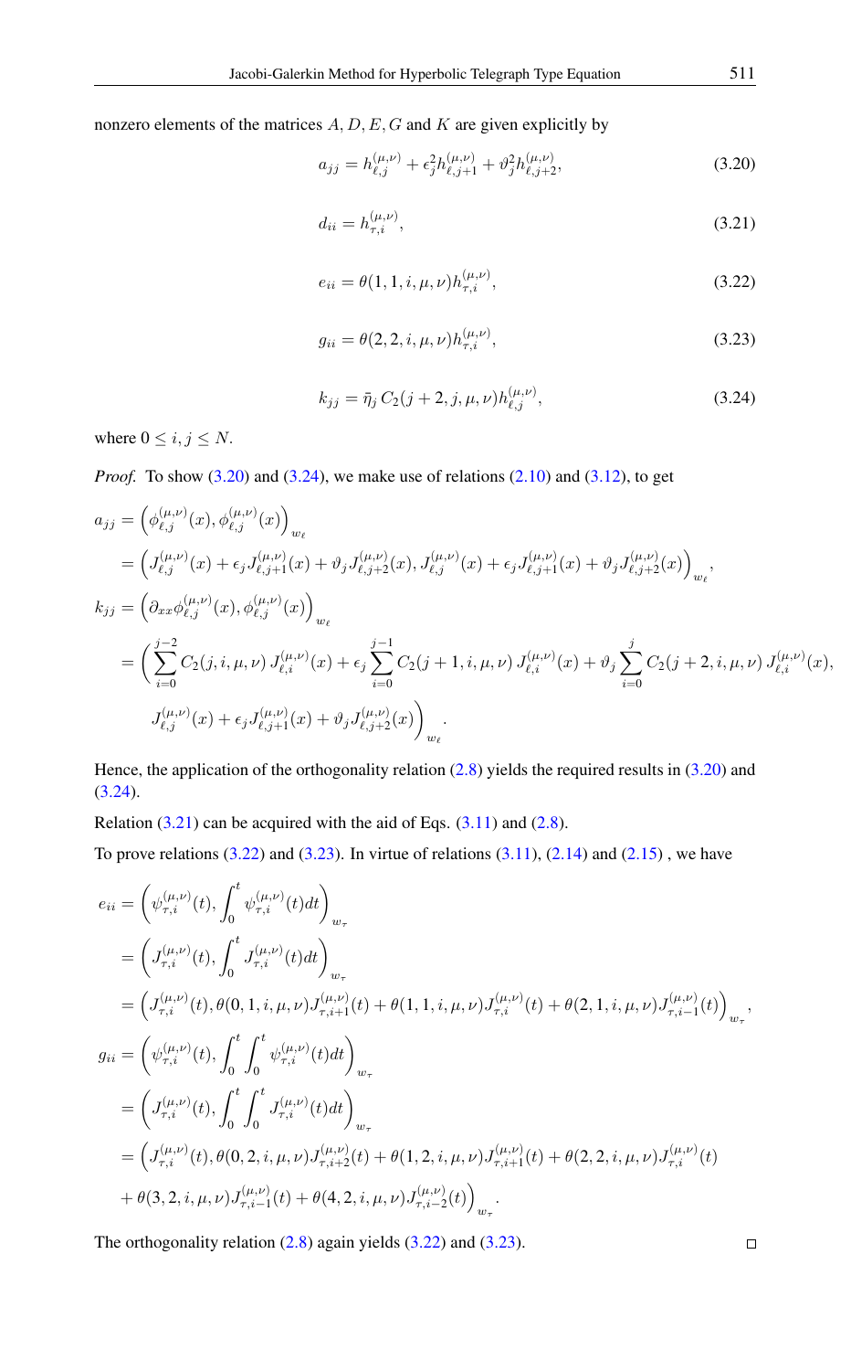nonzero elements of the matrices $A, D, E, G$ and $K$ are given explicitly by

$$a_{jj} = h_{\ell,j}^{(\mu,\nu)} + \epsilon_j^2 h_{\ell,j+1}^{(\mu,\nu)} + \vartheta_j^2 h_{\ell,j+2}^{(\mu,\nu)}, \tag{3.20}$$

$$d_{ii} = h_{\tau,i}^{(\mu,\nu)}, \tag{3.21}$$

$$e_{ii} = \theta(1,1,i,\mu,\nu) h_{\tau,i}^{(\mu,\nu)}, \tag{3.22}$$

$$g_{ii} = \theta(2,2,i,\mu,\nu) h_{\tau,i}^{(\mu,\nu)}, \tag{3.23}$$

$$k_{jj} = \bar{\eta}_j \, C_2(j+2,j,\mu,\nu) h_{\ell,j}^{(\mu,\nu)}, \tag{3.24}$$

where $0 \leq i,j \leq N$.

*Proof.* To show (3.20) and (3.24), we make use of relations (2.10) and (3.12), to get

$$\begin{aligned}
a_{jj} &= \left(\phi_{\ell,j}^{(\mu,\nu)}(x), \phi_{\ell,j}^{(\mu,\nu)}(x)\right)_{w_\ell} \\
&= \left(J_{\ell,j}^{(\mu,\nu)}(x) + \epsilon_j J_{\ell,j+1}^{(\mu,\nu)}(x) + \vartheta_j J_{\ell,j+2}^{(\mu,\nu)}(x), J_{\ell,j}^{(\mu,\nu)}(x) + \epsilon_j J_{\ell,j+1}^{(\mu,\nu)}(x) + \vartheta_j J_{\ell,j+2}^{(\mu,\nu)}(x)\right)_{w_\ell}, \\
k_{jj} &= \left(\partial_{xx}\phi_{\ell,j}^{(\mu,\nu)}(x), \phi_{\ell,j}^{(\mu,\nu)}(x)\right)_{w_\ell} \\
&= \Bigg(\sum_{i=0}^{j-2} C_2(j,i,\mu,\nu)\, J_{\ell,i}^{(\mu,\nu)}(x) + \epsilon_j \sum_{i=0}^{j-1} C_2(j+1,i,\mu,\nu)\, J_{\ell,i}^{(\mu,\nu)}(x) + \vartheta_j \sum_{i=0}^{j} C_2(j+2,i,\mu,\nu)\, J_{\ell,i}^{(\mu,\nu)}(x), \\
&\qquad J_{\ell,j}^{(\mu,\nu)}(x) + \epsilon_j J_{\ell,j+1}^{(\mu,\nu)}(x) + \vartheta_j J_{\ell,j+2}^{(\mu,\nu)}(x)\Bigg)_{w_\ell}.
\end{aligned}$$

Hence, the application of the orthogonality relation (2.8) yields the required results in (3.20) and (3.24).

Relation (3.21) can be acquired with the aid of Eqs. (3.11) and (2.8).

To prove relations (3.22) and (3.23). In virtue of relations (3.11), (2.14) and (2.15) , we have

$$\begin{aligned}
e_{ii} &= \left(\psi_{\tau,i}^{(\mu,\nu)}(t), \int_0^t \psi_{\tau,i}^{(\mu,\nu)}(t)dt\right)_{w_\tau} \\
&= \left(J_{\tau,i}^{(\mu,\nu)}(t), \int_0^t J_{\tau,i}^{(\mu,\nu)}(t)dt\right)_{w_\tau} \\
&= \left(J_{\tau,i}^{(\mu,\nu)}(t), \theta(0,1,i,\mu,\nu) J_{\tau,i+1}^{(\mu,\nu)}(t) + \theta(1,1,i,\mu,\nu) J_{\tau,i}^{(\mu,\nu)}(t) + \theta(2,1,i,\mu,\nu) J_{\tau,i-1}^{(\mu,\nu)}(t)\right)_{w_\tau}, \\
g_{ii} &= \left(\psi_{\tau,i}^{(\mu,\nu)}(t), \int_0^t \int_0^t \psi_{\tau,i}^{(\mu,\nu)}(t)dt\right)_{w_\tau} \\
&= \left(J_{\tau,i}^{(\mu,\nu)}(t), \int_0^t \int_0^t J_{\tau,i}^{(\mu,\nu)}(t)dt\right)_{w_\tau} \\
&= \Big(J_{\tau,i}^{(\mu,\nu)}(t), \theta(0,2,i,\mu,\nu) J_{\tau,i+2}^{(\mu,\nu)}(t) + \theta(1,2,i,\mu,\nu) J_{\tau,i+1}^{(\mu,\nu)}(t) + \theta(2,2,i,\mu,\nu) J_{\tau,i}^{(\mu,\nu)}(t) \\
&\quad + \theta(3,2,i,\mu,\nu) J_{\tau,i-1}^{(\mu,\nu)}(t) + \theta(4,2,i,\mu,\nu) J_{\tau,i-2}^{(\mu,\nu)}(t)\Big)_{w_\tau}.
\end{aligned}$$

The orthogonality relation (2.8) again yields (3.22) and (3.23). $\square$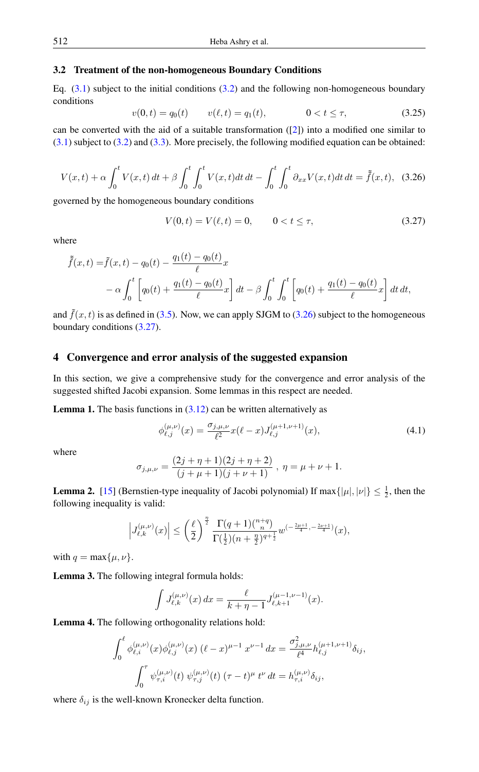### 3.2 Treatment of the non-homogeneous Boundary Conditions

Eq. (3.1) subject to the initial conditions (3.2) and the following non-homogeneous boundary conditions

$$v(0,t) = q_0(t) \qquad v(\ell,t) = q_1(t), \qquad\qquad 0 < t \le \tau, \tag{3.25}$$

can be converted with the aid of a suitable transformation ([2]) into a modified one similar to (3.1) subject to (3.2) and (3.3). More precisely, the following modified equation can be obtained:

$$V(x,t) + \alpha \int_0^t V(x,t)\,dt + \beta \int_0^t \int_0^t V(x,t)dt\,dt - \int_0^t \int_0^t \partial_{xx} V(x,t)dt\,dt = \tilde{\tilde{f}}(x,t), \tag{3.26}$$

governed by the homogeneous boundary conditions

$$V(0,t) = V(\ell,t) = 0, \qquad 0 < t \le \tau, \tag{3.27}$$

where

$$\begin{aligned}\tilde{\tilde{f}}(x,t) =& \tilde{f}(x,t) - q_0(t) - \frac{q_1(t) - q_0(t)}{\ell} x \\ & - \alpha \int_0^t \left[ q_0(t) + \frac{q_1(t) - q_0(t)}{\ell} x \right] dt - \beta \int_0^t \int_0^t \left[ q_0(t) + \frac{q_1(t) - q_0(t)}{\ell} x \right] dt\,dt,\end{aligned}$$

and $\tilde{f}(x,t)$ is as defined in (3.5). Now, we can apply SJGM to (3.26) subject to the homogeneous boundary conditions (3.27).

## 4 Convergence and error analysis of the suggested expansion

In this section, we give a comprehensive study for the convergence and error analysis of the suggested shifted Jacobi expansion. Some lemmas in this respect are needed.

**Lemma 1.** The basis functions in (3.12) can be written alternatively as

$$\phi_{\ell,j}^{(\mu,\nu)}(x) = \frac{\sigma_{j,\mu,\nu}}{\ell^2} x(\ell - x) J_{\ell,j}^{(\mu+1,\nu+1)}(x), \tag{4.1}$$

where

$$\sigma_{j,\mu,\nu} = \frac{(2j + \eta + 1)(2j + \eta + 2)}{(j + \mu + 1)(j + \nu + 1)}\ , \ \eta = \mu + \nu + 1.$$

**Lemma 2.** [15] (Bernstien-type inequality of Jacobi polynomial) If $\max\{|\mu|, |\nu|\} \le \frac{1}{2}$, then the following inequality is valid:

$$\left| J_{\ell,k}^{(\mu,\nu)}(x) \right| \le \left( \frac{\ell}{2} \right)^{\frac{\eta}{2}} \frac{\Gamma(q+1)\binom{n+q}{n}}{\Gamma(\frac{1}{2})(n + \frac{\eta}{2})^{q+\frac{1}{2}}} w^{(-\frac{2\mu+1}{4}, -\frac{2\nu+1}{4})}(x),$$

with $q = \max\{\mu, \nu\}$.

**Lemma 3.** The following integral formula holds:

$$\int J_{\ell,k}^{(\mu,\nu)}(x)\,dx = \frac{\ell}{k + \eta - 1} J_{\ell,k+1}^{(\mu-1,\nu-1)}(x).$$

**Lemma 4.** The following orthogonality relations hold:

$$\int_0^\ell \phi_{\ell,i}^{(\mu,\nu)}(x) \phi_{\ell,j}^{(\mu,\nu)}(x)\ (\ell - x)^{\mu-1}\ x^{\nu-1}\,dx = \frac{\sigma_{j,\mu,\nu}^2}{\ell^4} h_{\ell,j}^{(\mu+1,\nu+1)} \delta_{ij},$$

$$\int_0^\tau \psi_{\tau,i}^{(\mu,\nu)}(t)\ \psi_{\tau,j}^{(\mu,\nu)}(t)\ (\tau - t)^\mu\ t^\nu\,dt = h_{\tau,i}^{(\mu,\nu)} \delta_{ij},$$

where $\delta_{ij}$ is the well-known Kronecker delta function.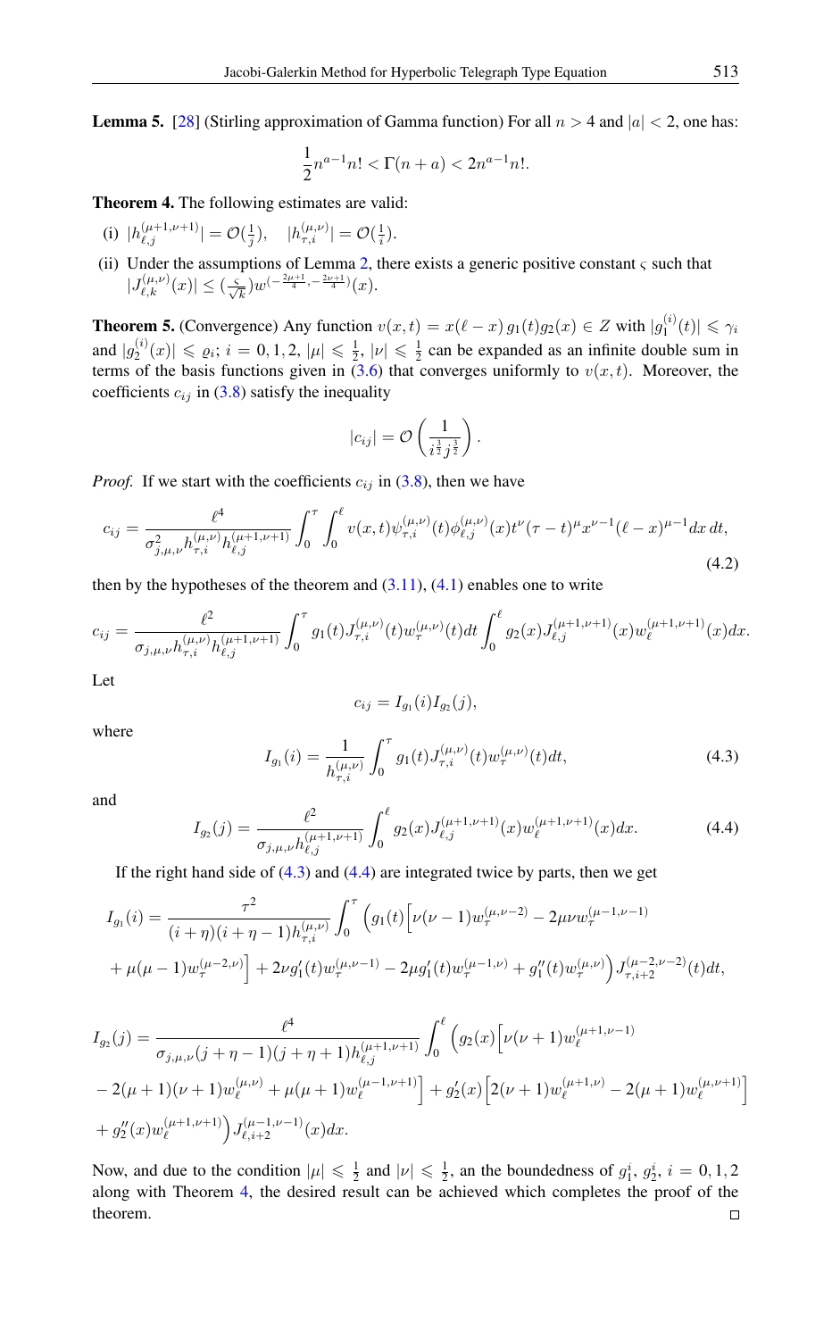**Lemma 5.** [28] (Stirling approximation of Gamma function) For all $n > 4$ and $|a| < 2$, one has:

$$\frac{1}{2}n^{a-1}n! < \Gamma(n+a) < 2n^{a-1}n!.$$

**Theorem 4.** The following estimates are valid:

(i) $|h_{\ell,j}^{(\mu+1,\nu+1)}| = \mathcal{O}(\frac{1}{j}), \quad |h_{\tau,i}^{(\mu,\nu)}| = \mathcal{O}(\frac{1}{i})$.

(ii) Under the assumptions of Lemma 2, there exists a generic positive constant $\varsigma$ such that $|J_{\ell,k}^{(\mu,\nu)}(x)| \le (\frac{\varsigma}{\sqrt{k}}) w^{(-\frac{2\mu+1}{4}, -\frac{2\nu+1}{4})}(x)$.

**Theorem 5.** (Convergence) Any function $v(x,t) = x(\ell - x)\, g_1(t) g_2(x) \in Z$ with $|g_1^{(i)}(t)| \leqslant \gamma_i$ and $|g_2^{(i)}(x)| \leqslant \varrho_i$; $i = 0,1,2$, $|\mu| \leqslant \frac{1}{2}$, $|\nu| \leqslant \frac{1}{2}$ can be expanded as an infinite double sum in terms of the basis functions given in (3.6) that converges uniformly to $v(x,t)$. Moreover, the coefficients $c_{ij}$ in (3.8) satisfy the inequality

$$|c_{ij}| = \mathcal{O}\left(\frac{1}{i^{\frac{3}{2}} j^{\frac{3}{2}}}\right).$$

*Proof.* If we start with the coefficients $c_{ij}$ in (3.8), then we have

$$c_{ij} = \frac{\ell^4}{\sigma_{j,\mu,\nu}^2 h_{\tau,i}^{(\mu,\nu)} h_{\ell,j}^{(\mu+1,\nu+1)}} \int_0^\tau \int_0^\ell v(x,t) \psi_{\tau,i}^{(\mu,\nu)}(t) \phi_{\ell,j}^{(\mu,\nu)}(x) t^\nu (\tau - t)^\mu x^{\nu-1} (\ell - x)^{\mu-1} dx\, dt, \tag{4.2}$$

then by the hypotheses of the theorem and (3.11), (4.1) enables one to write

$$c_{ij} = \frac{\ell^2}{\sigma_{j,\mu,\nu} h_{\tau,i}^{(\mu,\nu)} h_{\ell,j}^{(\mu+1,\nu+1)}} \int_0^\tau g_1(t) J_{\tau,i}^{(\mu,\nu)}(t) w_\tau^{(\mu,\nu)}(t) dt \int_0^\ell g_2(x) J_{\ell,j}^{(\mu+1,\nu+1)}(x) w_\ell^{(\mu+1,\nu+1)}(x) dx.$$

Let

$$c_{ij} = I_{g_1}(i) I_{g_2}(j),$$

where

$$I_{g_1}(i) = \frac{1}{h_{\tau,i}^{(\mu,\nu)}} \int_0^\tau g_1(t) J_{\tau,i}^{(\mu,\nu)}(t) w_\tau^{(\mu,\nu)}(t) dt, \tag{4.3}$$

and

$$I_{g_2}(j) = \frac{\ell^2}{\sigma_{j,\mu,\nu} h_{\ell,j}^{(\mu+1,\nu+1)}} \int_0^\ell g_2(x) J_{\ell,j}^{(\mu+1,\nu+1)}(x) w_\ell^{(\mu+1,\nu+1)}(x) dx. \tag{4.4}$$

If the right hand side of (4.3) and (4.4) are integrated twice by parts, then we get

$$\begin{aligned}
I_{g_1}(i) = \frac{\tau^2}{(i+\eta)(i+\eta-1) h_{\tau,i}^{(\mu,\nu)}} \int_0^\tau \Big( g_1(t) \Big[ \nu(\nu-1) w_\tau^{(\mu,\nu-2)} - 2\mu\nu w_\tau^{(\mu-1,\nu-1)} \\
+ \mu(\mu-1) w_\tau^{(\mu-2,\nu)} \Big] + 2\nu g_1'(t) w_\tau^{(\mu,\nu-1)} - 2\mu g_1'(t) w_\tau^{(\mu-1,\nu)} + g_1''(t) w_\tau^{(\mu,\nu)} \Big) J_{\tau,i+2}^{(\mu-2,\nu-2)}(t) dt,
\end{aligned}$$

$$\begin{aligned}
I_{g_2}(j) = \frac{\ell^4}{\sigma_{j,\mu,\nu}(j+\eta-1)(j+\eta+1) h_{\ell,j}^{(\mu+1,\nu+1)}} \int_0^\ell \Big( g_2(x) \Big[ \nu(\nu+1) w_\ell^{(\mu+1,\nu-1)} \\
- 2(\mu+1)(\nu+1) w_\ell^{(\mu,\nu)} + \mu(\mu+1) w_\ell^{(\mu-1,\nu+1)} \Big] + g_2'(x) \Big[ 2(\nu+1) w_\ell^{(\mu+1,\nu)} - 2(\mu+1) w_\ell^{(\mu,\nu+1)} \Big] \\
+ g_2''(x) w_\ell^{(\mu+1,\nu+1)} \Big) J_{\ell,i+2}^{(\mu-1,\nu-1)}(x) dx.
\end{aligned}$$

Now, and due to the condition $|\mu| \leqslant \frac{1}{2}$ and $|\nu| \leqslant \frac{1}{2}$, an the boundedness of $g_1^i$, $g_2^i$, $i = 0,1,2$ along with Theorem 4, the desired result can be achieved which completes the proof of the theorem. □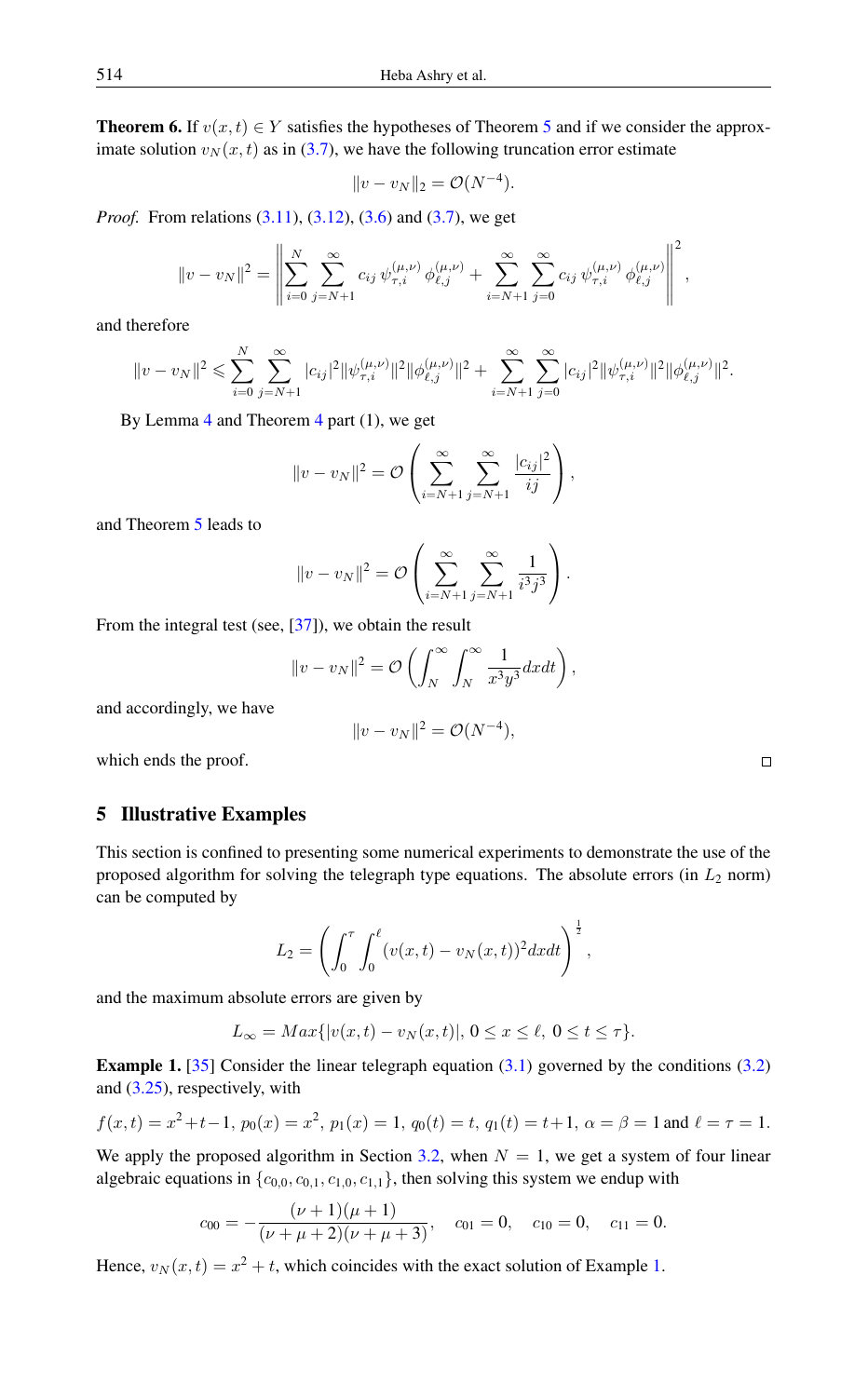**Theorem 6.** If $v(x,t) \in Y$ satisfies the hypotheses of Theorem 5 and if we consider the approximate solution $v_N(x,t)$ as in (3.7), we have the following truncation error estimate

$$\|v - v_N\|_2 = \mathcal{O}(N^{-4}).$$

*Proof.* From relations (3.11), (3.12), (3.6) and (3.7), we get

$$\|v - v_N\|^2 = \left\| \sum_{i=0}^{N} \sum_{j=N+1}^{\infty} c_{ij}\, \psi_{\tau,i}^{(\mu,\nu)}\, \phi_{\ell,j}^{(\mu,\nu)} + \sum_{i=N+1}^{\infty} \sum_{j=0}^{\infty} c_{ij}\, \psi_{\tau,i}^{(\mu,\nu)}\, \phi_{\ell,j}^{(\mu,\nu)} \right\|^2,$$

and therefore

$$\|v - v_N\|^2 \leqslant \sum_{i=0}^{N} \sum_{j=N+1}^{\infty} |c_{ij}|^2 \|\psi_{\tau,i}^{(\mu,\nu)}\|^2 \|\phi_{\ell,j}^{(\mu,\nu)}\|^2 + \sum_{i=N+1}^{\infty} \sum_{j=0}^{\infty} |c_{ij}|^2 \|\psi_{\tau,i}^{(\mu,\nu)}\|^2 \|\phi_{\ell,j}^{(\mu,\nu)}\|^2.$$

By Lemma 4 and Theorem 4 part (1), we get

$$\|v - v_N\|^2 = \mathcal{O}\left( \sum_{i=N+1}^{\infty} \sum_{j=N+1}^{\infty} \frac{|c_{ij}|^2}{ij} \right),$$

and Theorem 5 leads to

$$\|v - v_N\|^2 = \mathcal{O}\left( \sum_{i=N+1}^{\infty} \sum_{j=N+1}^{\infty} \frac{1}{i^3 j^3} \right).$$

From the integral test (see, [37]), we obtain the result

$$\|v - v_N\|^2 = \mathcal{O}\left( \int_N^{\infty} \int_N^{\infty} \frac{1}{x^3 y^3} dx dt \right),$$

and accordingly, we have

$$\|v - v_N\|^2 = \mathcal{O}(N^{-4}),$$

which ends the proof. □

## 5 Illustrative Examples

This section is confined to presenting some numerical experiments to demonstrate the use of the proposed algorithm for solving the telegraph type equations. The absolute errors (in $L_2$ norm) can be computed by

$$L_2 = \left( \int_0^{\tau} \int_0^{\ell} (v(x,t) - v_N(x,t))^2 dx dt \right)^{\frac{1}{2}},$$

and the maximum absolute errors are given by

$$L_\infty = Max\{|v(x,t) - v_N(x,t)|,\ 0 \le x \le \ell,\ 0 \le t \le \tau\}.$$

**Example 1.** [35] Consider the linear telegraph equation (3.1) governed by the conditions (3.2) and (3.25), respectively, with

$$f(x,t) = x^2 + t - 1,\ p_0(x) = x^2,\ p_1(x) = 1,\ q_0(t) = t,\ q_1(t) = t+1,\ \alpha = \beta = 1 \text{ and } \ell = \tau = 1.$$

We apply the proposed algorithm in Section 3.2, when $N = 1$, we get a system of four linear algebraic equations in $\{c_{0,0}, c_{0,1}, c_{1,0}, c_{1,1}\}$, then solving this system we endup with

$$c_{00} = -\frac{(\nu+1)(\mu+1)}{(\nu+\mu+2)(\nu+\mu+3)}, \quad c_{01} = 0, \quad c_{10} = 0, \quad c_{11} = 0.$$

Hence, $v_N(x,t) = x^2 + t$, which coincides with the exact solution of Example 1.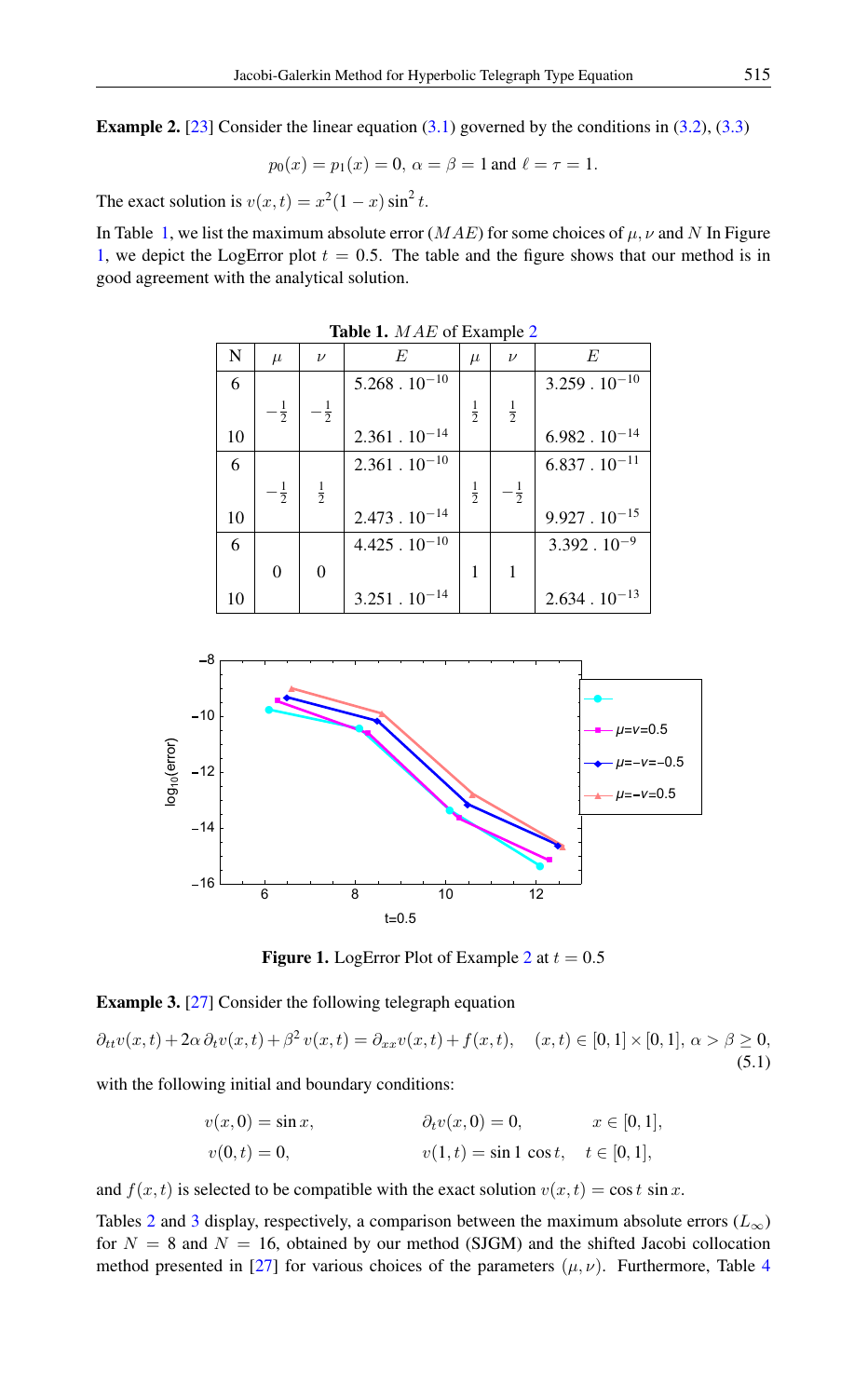**Example 2.** [23] Consider the linear equation (3.1) governed by the conditions in (3.2), (3.3)

$$p_0(x) = p_1(x) = 0,\ \alpha = \beta = 1 \text{ and } \ell = \tau = 1.$$

The exact solution is $v(x,t) = x^2(1-x)\sin^2 t$.

In Table 1, we list the maximum absolute error $(MAE)$ for some choices of $\mu, \nu$ and $N$ In Figure 1, we depict the LogError plot $t = 0.5$. The table and the figure shows that our method is in good agreement with the analytical solution.

**Table 1.** $MAE$ of Example 2

| N | $\mu$ | $\nu$ | $E$ | $\mu$ | $\nu$ | $E$ |
|---|---|---|---|---|---|---|
| 6 | $-\frac{1}{2}$ | $-\frac{1}{2}$ | $5.268\ .\ 10^{-10}$ | $\frac{1}{2}$ | $\frac{1}{2}$ | $3.259\ .\ 10^{-10}$ |
| 10 | | | $2.361\ .\ 10^{-14}$ | | | $6.982\ .\ 10^{-14}$ |
| 6 | $-\frac{1}{2}$ | $\frac{1}{2}$ | $2.361\ .\ 10^{-10}$ | $\frac{1}{2}$ | $-\frac{1}{2}$ | $6.837\ .\ 10^{-11}$ |
| 10 | | | $2.473\ .\ 10^{-14}$ | | | $9.927\ .\ 10^{-15}$ |
| 6 | 0 | 0 | $4.425\ .\ 10^{-10}$ | 1 | 1 | $3.392\ .\ 10^{-9}$ |
| 10 | | | $3.251\ .\ 10^{-14}$ | | | $2.634\ .\ 10^{-13}$ |

**Figure 1.** LogError Plot of Example 2 at $t = 0.5$

**Example 3.** [27] Consider the following telegraph equation

$$\partial_{tt}v(x,t) + 2\alpha\,\partial_t v(x,t) + \beta^2\,v(x,t) = \partial_{xx}v(x,t) + f(x,t), \quad (x,t) \in [0,1]\times[0,1],\ \alpha > \beta \geq 0, \tag{5.1}$$

with the following initial and boundary conditions:

$$\begin{aligned} v(x,0) &= \sin x, & \partial_t v(x,0) &= 0, & x &\in [0,1], \\ v(0,t) &= 0, & v(1,t) &= \sin 1\,\cos t, & t &\in [0,1], \end{aligned}$$

and $f(x,t)$ is selected to be compatible with the exact solution $v(x,t) = \cos t\,\sin x$.

Tables 2 and 3 display, respectively, a comparison between the maximum absolute errors $(L_\infty)$ for $N = 8$ and $N = 16$, obtained by our method (SJGM) and the shifted Jacobi collocation method presented in [27] for various choices of the parameters $(\mu,\nu)$. Furthermore, Table 4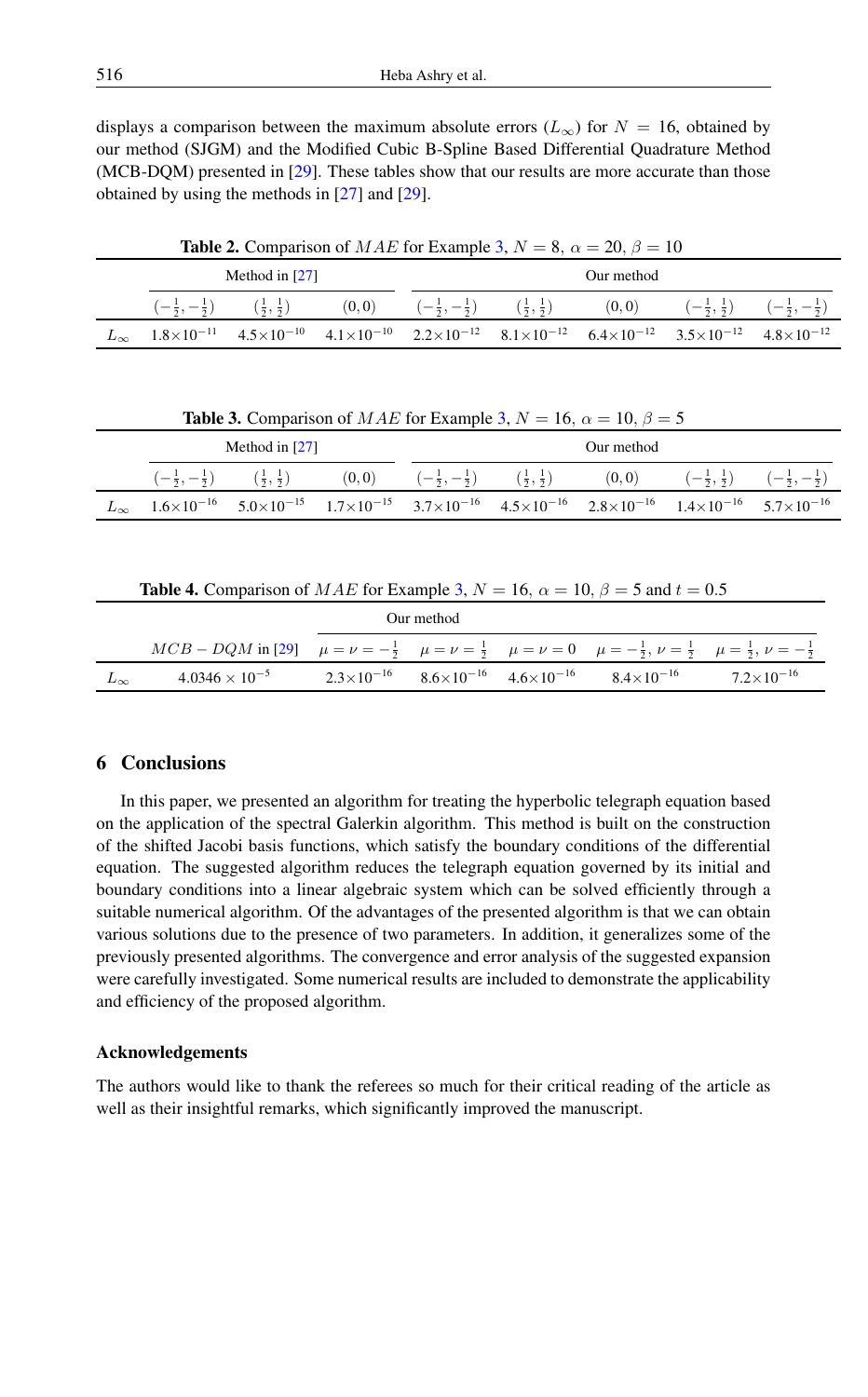displays a comparison between the maximum absolute errors ($L_\infty$) for $N = 16$, obtained by our method (SJGM) and the Modified Cubic B-Spline Based Differential Quadrature Method (MCB-DQM) presented in [29]. These tables show that our results are more accurate than those obtained by using the methods in [27] and [29].

**Table 2.** Comparison of $MAE$ for Example 3, $N = 8$, $\alpha = 20$, $\beta = 10$

| | Method in [27] | | | Our method | | | | |
|---|---|---|---|---|---|---|---|---|
| | $(-\frac{1}{2}, -\frac{1}{2})$ | $(\frac{1}{2}, \frac{1}{2})$ | $(0,0)$ | $(-\frac{1}{2}, -\frac{1}{2})$ | $(\frac{1}{2}, \frac{1}{2})$ | $(0,0)$ | $(-\frac{1}{2}, \frac{1}{2})$ | $(-\frac{1}{2}, -\frac{1}{2})$ |
| $L_\infty$ | $1.8\times10^{-11}$ | $4.5\times10^{-10}$ | $4.1\times10^{-10}$ | $2.2\times10^{-12}$ | $8.1\times10^{-12}$ | $6.4\times10^{-12}$ | $3.5\times10^{-12}$ | $4.8\times10^{-12}$ |

**Table 3.** Comparison of $MAE$ for Example 3, $N = 16$, $\alpha = 10$, $\beta = 5$

| | Method in [27] | | | Our method | | | | |
|---|---|---|---|---|---|---|---|---|
| | $(-\frac{1}{2}, -\frac{1}{2})$ | $(\frac{1}{2}, \frac{1}{2})$ | $(0,0)$ | $(-\frac{1}{2}, -\frac{1}{2})$ | $(\frac{1}{2}, \frac{1}{2})$ | $(0,0)$ | $(-\frac{1}{2}, \frac{1}{2})$ | $(-\frac{1}{2}, -\frac{1}{2})$ |
| $L_\infty$ | $1.6\times10^{-16}$ | $5.0\times10^{-15}$ | $1.7\times10^{-15}$ | $3.7\times10^{-16}$ | $4.5\times10^{-16}$ | $2.8\times10^{-16}$ | $1.4\times10^{-16}$ | $5.7\times10^{-16}$ |

**Table 4.** Comparison of $MAE$ for Example 3, $N = 16$, $\alpha = 10$, $\beta = 5$ and $t = 0.5$

| | | Our method | | | | |
|---|---|---|---|---|---|---|
| | $MCB-DQM$ in [29] | $\mu=\nu=-\frac{1}{2}$ | $\mu=\nu=\frac{1}{2}$ | $\mu=\nu=0$ | $\mu=-\frac{1}{2},\,\nu=\frac{1}{2}$ | $\mu=\frac{1}{2},\,\nu=-\frac{1}{2}$ |
| $L_\infty$ | $4.0346\times10^{-5}$ | $2.3\times10^{-16}$ | $8.6\times10^{-16}$ | $4.6\times10^{-16}$ | $8.4\times10^{-16}$ | $7.2\times10^{-16}$ |

## 6 Conclusions

In this paper, we presented an algorithm for treating the hyperbolic telegraph equation based on the application of the spectral Galerkin algorithm. This method is built on the construction of the shifted Jacobi basis functions, which satisfy the boundary conditions of the differential equation. The suggested algorithm reduces the telegraph equation governed by its initial and boundary conditions into a linear algebraic system which can be solved efficiently through a suitable numerical algorithm. Of the advantages of the presented algorithm is that we can obtain various solutions due to the presence of two parameters. In addition, it generalizes some of the previously presented algorithms. The convergence and error analysis of the suggested expansion were carefully investigated. Some numerical results are included to demonstrate the applicability and efficiency of the proposed algorithm.

### Acknowledgements

The authors would like to thank the referees so much for their critical reading of the article as well as their insightful remarks, which significantly improved the manuscript.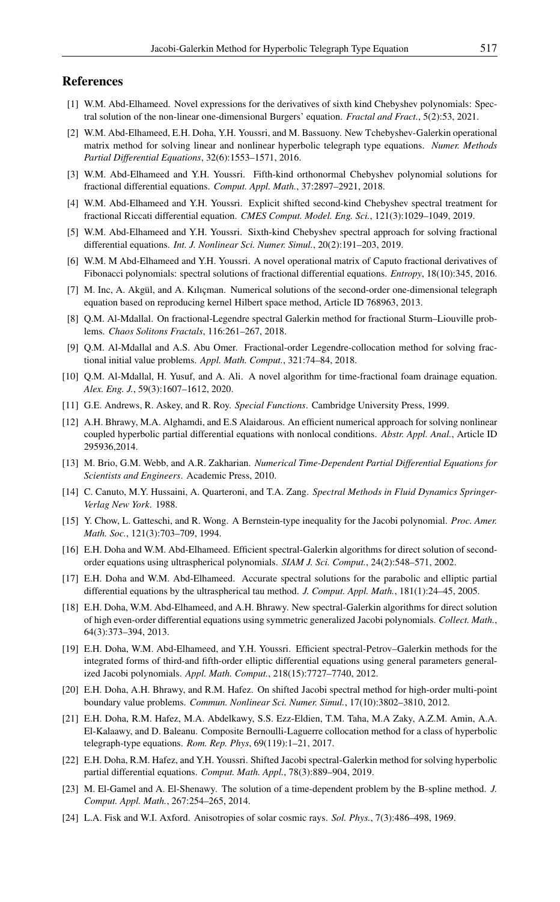## References

[1] W.M. Abd-Elhameed. Novel expressions for the derivatives of sixth kind Chebyshev polynomials: Spectral solution of the non-linear one-dimensional Burgers' equation. *Fractal and Fract.*, 5(2):53, 2021.

[2] W.M. Abd-Elhameed, E.H. Doha, Y.H. Youssri, and M. Bassuony. New Tchebyshev-Galerkin operational matrix method for solving linear and nonlinear hyperbolic telegraph type equations. *Numer. Methods Partial Differential Equations*, 32(6):1553–1571, 2016.

[3] W.M. Abd-Elhameed and Y.H. Youssri. Fifth-kind orthonormal Chebyshev polynomial solutions for fractional differential equations. *Comput. Appl. Math.*, 37:2897–2921, 2018.

[4] W.M. Abd-Elhameed and Y.H. Youssri. Explicit shifted second-kind Chebyshev spectral treatment for fractional Riccati differential equation. *CMES Comput. Model. Eng. Sci.*, 121(3):1029–1049, 2019.

[5] W.M. Abd-Elhameed and Y.H. Youssri. Sixth-kind Chebyshev spectral approach for solving fractional differential equations. *Int. J. Nonlinear Sci. Numer. Simul.*, 20(2):191–203, 2019.

[6] W.M. M Abd-Elhameed and Y.H. Youssri. A novel operational matrix of Caputo fractional derivatives of Fibonacci polynomials: spectral solutions of fractional differential equations. *Entropy*, 18(10):345, 2016.

[7] M. Inc, A. Akgül, and A. Kılıçman. Numerical solutions of the second-order one-dimensional telegraph equation based on reproducing kernel Hilbert space method, Article ID 768963, 2013.

[8] Q.M. Al-Mdallal. On fractional-Legendre spectral Galerkin method for fractional Sturm–Liouville problems. *Chaos Solitons Fractals*, 116:261–267, 2018.

[9] Q.M. Al-Mdallal and A.S. Abu Omer. Fractional-order Legendre-collocation method for solving fractional initial value problems. *Appl. Math. Comput.*, 321:74–84, 2018.

[10] Q.M. Al-Mdallal, H. Yusuf, and A. Ali. A novel algorithm for time-fractional foam drainage equation. *Alex. Eng. J.*, 59(3):1607–1612, 2020.

[11] G.E. Andrews, R. Askey, and R. Roy. *Special Functions*. Cambridge University Press, 1999.

[12] A.H. Bhrawy, M.A. Alghamdi, and E.S Alaidarous. An efficient numerical approach for solving nonlinear coupled hyperbolic partial differential equations with nonlocal conditions. *Abstr. Appl. Anal.*, Article ID 295936,2014.

[13] M. Brio, G.M. Webb, and A.R. Zakharian. *Numerical Time-Dependent Partial Differential Equations for Scientists and Engineers*. Academic Press, 2010.

[14] C. Canuto, M.Y. Hussaini, A. Quarteroni, and T.A. Zang. *Spectral Methods in Fluid Dynamics Springer-Verlag New York*. 1988.

[15] Y. Chow, L. Gatteschi, and R. Wong. A Bernstein-type inequality for the Jacobi polynomial. *Proc. Amer. Math. Soc.*, 121(3):703–709, 1994.

[16] E.H. Doha and W.M. Abd-Elhameed. Efficient spectral-Galerkin algorithms for direct solution of second-order equations using ultraspherical polynomials. *SIAM J. Sci. Comput.*, 24(2):548–571, 2002.

[17] E.H. Doha and W.M. Abd-Elhameed. Accurate spectral solutions for the parabolic and elliptic partial differential equations by the ultraspherical tau method. *J. Comput. Appl. Math.*, 181(1):24–45, 2005.

[18] E.H. Doha, W.M. Abd-Elhameed, and A.H. Bhrawy. New spectral-Galerkin algorithms for direct solution of high even-order differential equations using symmetric generalized Jacobi polynomials. *Collect. Math.*, 64(3):373–394, 2013.

[19] E.H. Doha, W.M. Abd-Elhameed, and Y.H. Youssri. Efficient spectral-Petrov–Galerkin methods for the integrated forms of third-and fifth-order elliptic differential equations using general parameters generalized Jacobi polynomials. *Appl. Math. Comput.*, 218(15):7727–7740, 2012.

[20] E.H. Doha, A.H. Bhrawy, and R.M. Hafez. On shifted Jacobi spectral method for high-order multi-point boundary value problems. *Commun. Nonlinear Sci. Numer. Simul.*, 17(10):3802–3810, 2012.

[21] E.H. Doha, R.M. Hafez, M.A. Abdelkawy, S.S. Ezz-Eldien, T.M. Taha, M.A Zaky, A.Z.M. Amin, A.A. El-Kalaawy, and D. Baleanu. Composite Bernoulli-Laguerre collocation method for a class of hyperbolic telegraph-type equations. *Rom. Rep. Phys*, 69(119):1–21, 2017.

[22] E.H. Doha, R.M. Hafez, and Y.H. Youssri. Shifted Jacobi spectral-Galerkin method for solving hyperbolic partial differential equations. *Comput. Math. Appl.*, 78(3):889–904, 2019.

[23] M. El-Gamel and A. El-Shenawy. The solution of a time-dependent problem by the B-spline method. *J. Comput. Appl. Math.*, 267:254–265, 2014.

[24] L.A. Fisk and W.I. Axford. Anisotropies of solar cosmic rays. *Sol. Phys.*, 7(3):486–498, 1969.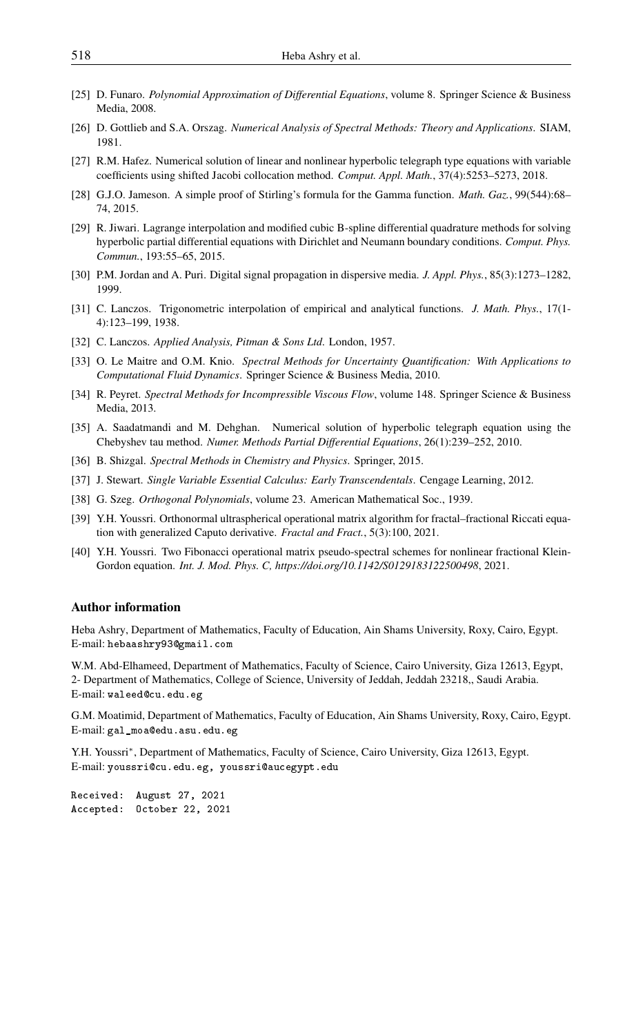[25] D. Funaro. *Polynomial Approximation of Differential Equations*, volume 8. Springer Science & Business Media, 2008.

[26] D. Gottlieb and S.A. Orszag. *Numerical Analysis of Spectral Methods: Theory and Applications*. SIAM, 1981.

[27] R.M. Hafez. Numerical solution of linear and nonlinear hyperbolic telegraph type equations with variable coefficients using shifted Jacobi collocation method. *Comput. Appl. Math.*, 37(4):5253–5273, 2018.

[28] G.J.O. Jameson. A simple proof of Stirling's formula for the Gamma function. *Math. Gaz.*, 99(544):68–74, 2015.

[29] R. Jiwari. Lagrange interpolation and modified cubic B-spline differential quadrature methods for solving hyperbolic partial differential equations with Dirichlet and Neumann boundary conditions. *Comput. Phys. Commun.*, 193:55–65, 2015.

[30] P.M. Jordan and A. Puri. Digital signal propagation in dispersive media. *J. Appl. Phys.*, 85(3):1273–1282, 1999.

[31] C. Lanczos. Trigonometric interpolation of empirical and analytical functions. *J. Math. Phys.*, 17(1-4):123–199, 1938.

[32] C. Lanczos. *Applied Analysis, Pitman & Sons Ltd*. London, 1957.

[33] O. Le Maitre and O.M. Knio. *Spectral Methods for Uncertainty Quantification: With Applications to Computational Fluid Dynamics*. Springer Science & Business Media, 2010.

[34] R. Peyret. *Spectral Methods for Incompressible Viscous Flow*, volume 148. Springer Science & Business Media, 2013.

[35] A. Saadatmandi and M. Dehghan. Numerical solution of hyperbolic telegraph equation using the Chebyshev tau method. *Numer. Methods Partial Differential Equations*, 26(1):239–252, 2010.

[36] B. Shizgal. *Spectral Methods in Chemistry and Physics*. Springer, 2015.

[37] J. Stewart. *Single Variable Essential Calculus: Early Transcendentals*. Cengage Learning, 2012.

[38] G. Szeg. *Orthogonal Polynomials*, volume 23. American Mathematical Soc., 1939.

[39] Y.H. Youssri. Orthonormal ultraspherical operational matrix algorithm for fractal–fractional Riccati equation with generalized Caputo derivative. *Fractal and Fract.*, 5(3):100, 2021.

[40] Y.H. Youssri. Two Fibonacci operational matrix pseudo-spectral schemes for nonlinear fractional Klein-Gordon equation. *Int. J. Mod. Phys. C, https://doi.org/10.1142/S0129183122500498*, 2021.

## Author information

Heba Ashry, Department of Mathematics, Faculty of Education, Ain Shams University, Roxy, Cairo, Egypt.
E-mail: hebaashry93@gmail.com

W.M. Abd-Elhameed, Department of Mathematics, Faculty of Science, Cairo University, Giza 12613, Egypt,
2- Department of Mathematics, College of Science, University of Jeddah, Jeddah 23218,, Saudi Arabia.
E-mail: waleed@cu.edu.eg

G.M. Moatimid, Department of Mathematics, Faculty of Education, Ain Shams University, Roxy, Cairo, Egypt.
E-mail: gal_moa@edu.asu.edu.eg

Y.H. Youssri*, Department of Mathematics, Faculty of Science, Cairo University, Giza 12613, Egypt.
E-mail: youssri@cu.edu.eg, youssri@aucegypt.edu

Received: August 27, 2021
Accepted: October 22, 2021